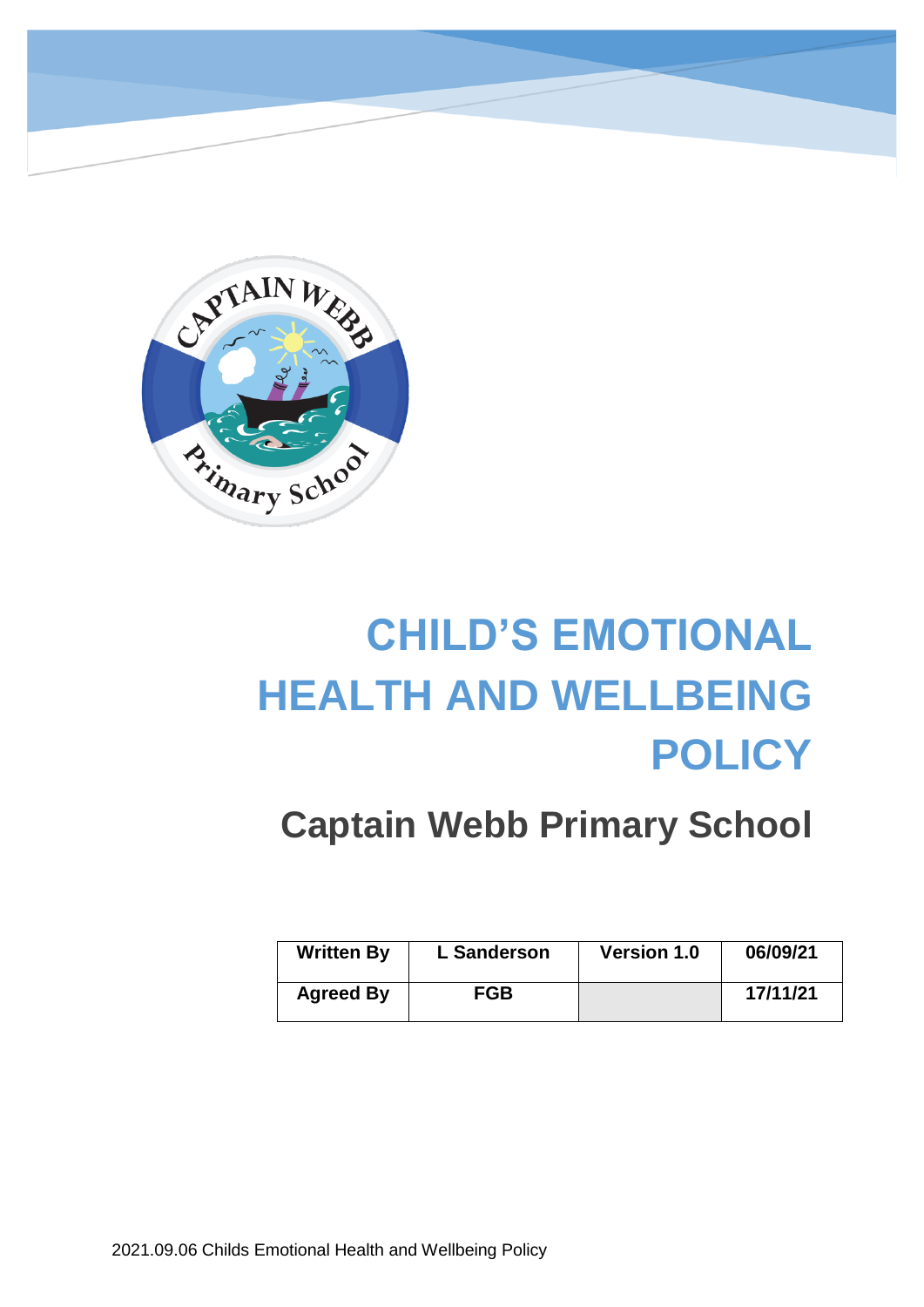# CHILD'S EMOTIONAL HEALTH AND WELLBEING POLICY

## Captain Webb Primary School

| Written By | L Sanderson | Version 1.0 | 06/09/21 |
| --- | --- | --- | --- |
| Agreed By | FGB | | 17/11/21 |

2021.09.06 Childs Emotional Health and Wellbeing Policy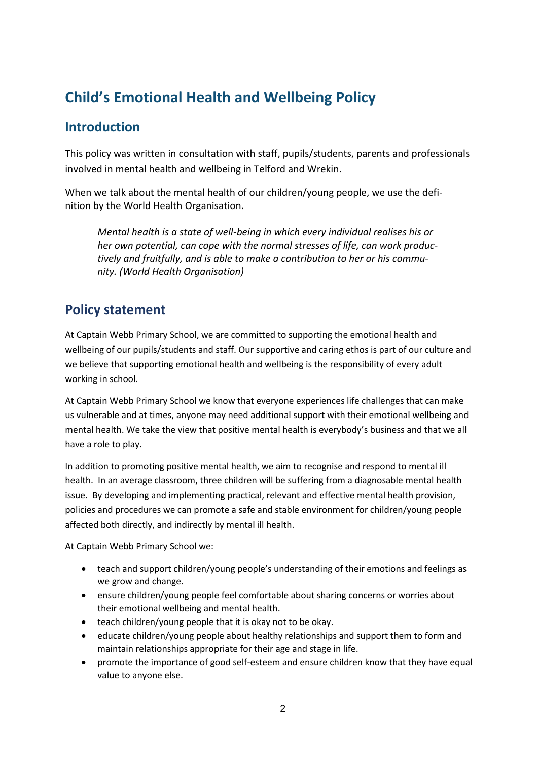# Child's Emotional Health and Wellbeing Policy

## Introduction

This policy was written in consultation with staff, pupils/students, parents and professionals involved in mental health and wellbeing in Telford and Wrekin.

When we talk about the mental health of our children/young people, we use the definition by the World Health Organisation.

> *Mental health is a state of well-being in which every individual realises his or her own potential, can cope with the normal stresses of life, can work productively and fruitfully, and is able to make a contribution to her or his community. (World Health Organisation)*

## Policy statement

At Captain Webb Primary School, we are committed to supporting the emotional health and wellbeing of our pupils/students and staff. Our supportive and caring ethos is part of our culture and we believe that supporting emotional health and wellbeing is the responsibility of every adult working in school.

At Captain Webb Primary School we know that everyone experiences life challenges that can make us vulnerable and at times, anyone may need additional support with their emotional wellbeing and mental health. We take the view that positive mental health is everybody's business and that we all have a role to play.

In addition to promoting positive mental health, we aim to recognise and respond to mental ill health. In an average classroom, three children will be suffering from a diagnosable mental health issue. By developing and implementing practical, relevant and effective mental health provision, policies and procedures we can promote a safe and stable environment for children/young people affected both directly, and indirectly by mental ill health.

At Captain Webb Primary School we:

- teach and support children/young people's understanding of their emotions and feelings as we grow and change.
- ensure children/young people feel comfortable about sharing concerns or worries about their emotional wellbeing and mental health.
- teach children/young people that it is okay not to be okay.
- educate children/young people about healthy relationships and support them to form and maintain relationships appropriate for their age and stage in life.
- promote the importance of good self-esteem and ensure children know that they have equal value to anyone else.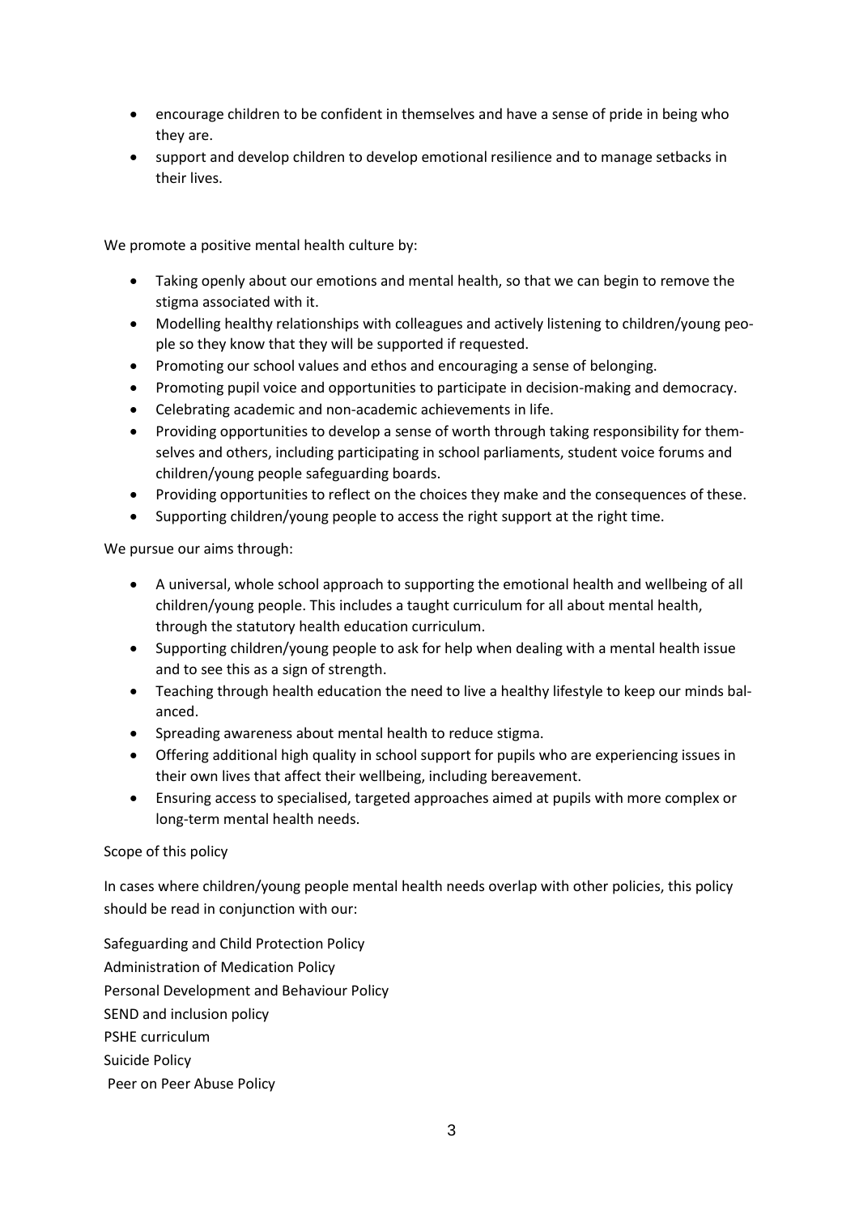- encourage children to be confident in themselves and have a sense of pride in being who they are.
- support and develop children to develop emotional resilience and to manage setbacks in their lives.

We promote a positive mental health culture by:

- Taking openly about our emotions and mental health, so that we can begin to remove the stigma associated with it.
- Modelling healthy relationships with colleagues and actively listening to children/young people so they know that they will be supported if requested.
- Promoting our school values and ethos and encouraging a sense of belonging.
- Promoting pupil voice and opportunities to participate in decision-making and democracy.
- Celebrating academic and non-academic achievements in life.
- Providing opportunities to develop a sense of worth through taking responsibility for themselves and others, including participating in school parliaments, student voice forums and children/young people safeguarding boards.
- Providing opportunities to reflect on the choices they make and the consequences of these.
- Supporting children/young people to access the right support at the right time.

We pursue our aims through:

- A universal, whole school approach to supporting the emotional health and wellbeing of all children/young people. This includes a taught curriculum for all about mental health, through the statutory health education curriculum.
- Supporting children/young people to ask for help when dealing with a mental health issue and to see this as a sign of strength.
- Teaching through health education the need to live a healthy lifestyle to keep our minds balanced.
- Spreading awareness about mental health to reduce stigma.
- Offering additional high quality in school support for pupils who are experiencing issues in their own lives that affect their wellbeing, including bereavement.
- Ensuring access to specialised, targeted approaches aimed at pupils with more complex or long-term mental health needs.

Scope of this policy

In cases where children/young people mental health needs overlap with other policies, this policy should be read in conjunction with our:

Safeguarding and Child Protection Policy  
Administration of Medication Policy  
Personal Development and Behaviour Policy  
SEND and inclusion policy  
PSHE curriculum  
Suicide Policy  
Peer on Peer Abuse Policy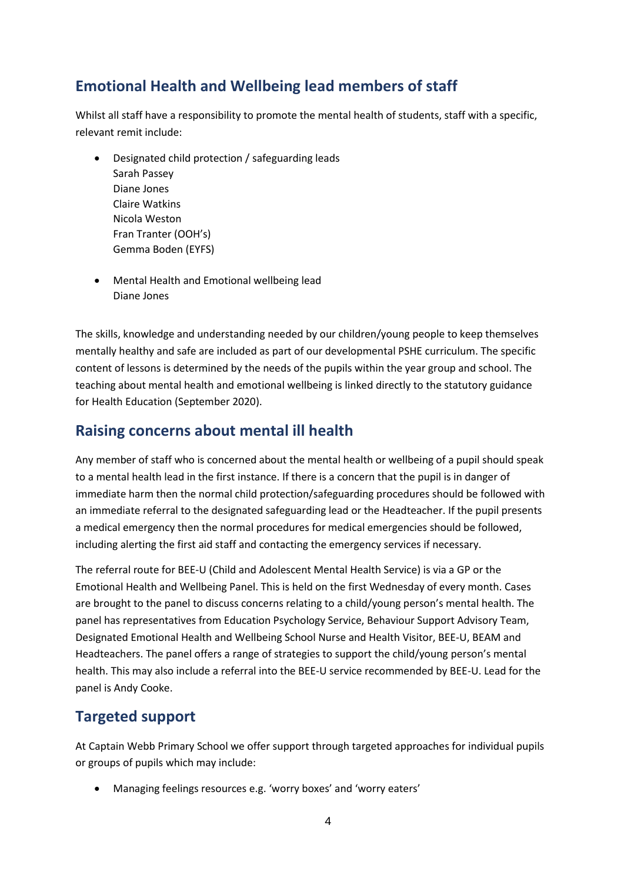## Emotional Health and Wellbeing lead members of staff

Whilst all staff have a responsibility to promote the mental health of students, staff with a specific, relevant remit include:

- Designated child protection / safeguarding leads
  Sarah Passey
  Diane Jones
  Claire Watkins
  Nicola Weston
  Fran Tranter (OOH's)
  Gemma Boden (EYFS)

- Mental Health and Emotional wellbeing lead
  Diane Jones

The skills, knowledge and understanding needed by our children/young people to keep themselves mentally healthy and safe are included as part of our developmental PSHE curriculum. The specific content of lessons is determined by the needs of the pupils within the year group and school. The teaching about mental health and emotional wellbeing is linked directly to the statutory guidance for Health Education (September 2020).

## Raising concerns about mental ill health

Any member of staff who is concerned about the mental health or wellbeing of a pupil should speak to a mental health lead in the first instance. If there is a concern that the pupil is in danger of immediate harm then the normal child protection/safeguarding procedures should be followed with an immediate referral to the designated safeguarding lead or the Headteacher. If the pupil presents a medical emergency then the normal procedures for medical emergencies should be followed, including alerting the first aid staff and contacting the emergency services if necessary.

The referral route for BEE-U (Child and Adolescent Mental Health Service) is via a GP or the Emotional Health and Wellbeing Panel. This is held on the first Wednesday of every month. Cases are brought to the panel to discuss concerns relating to a child/young person's mental health. The panel has representatives from Education Psychology Service, Behaviour Support Advisory Team, Designated Emotional Health and Wellbeing School Nurse and Health Visitor, BEE-U, BEAM and Headteachers. The panel offers a range of strategies to support the child/young person's mental health. This may also include a referral into the BEE-U service recommended by BEE-U. Lead for the panel is Andy Cooke.

## Targeted support

At Captain Webb Primary School we offer support through targeted approaches for individual pupils or groups of pupils which may include:

- Managing feelings resources e.g. 'worry boxes' and 'worry eaters'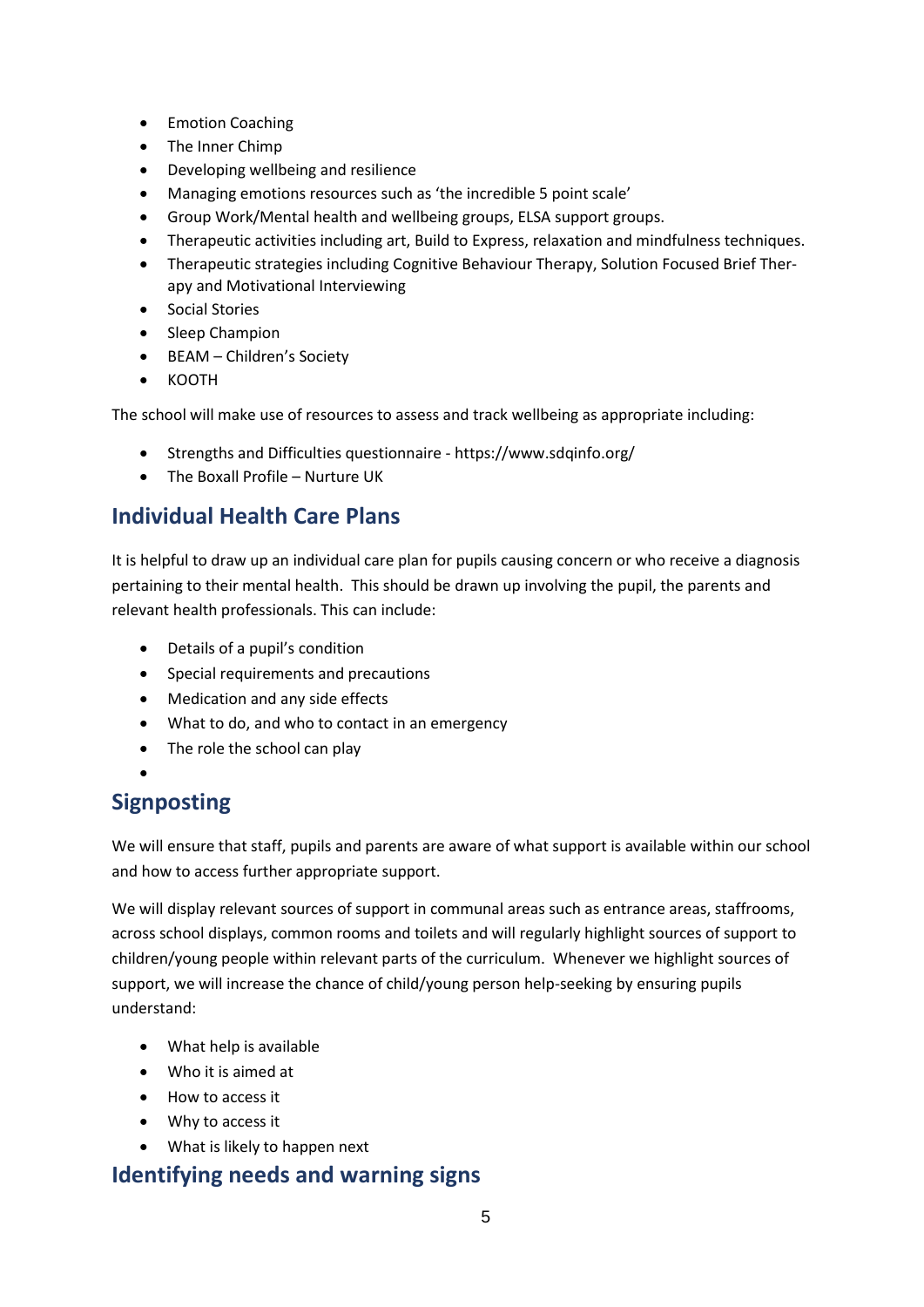- Emotion Coaching
- The Inner Chimp
- Developing wellbeing and resilience
- Managing emotions resources such as 'the incredible 5 point scale'
- Group Work/Mental health and wellbeing groups, ELSA support groups.
- Therapeutic activities including art, Build to Express, relaxation and mindfulness techniques.
- Therapeutic strategies including Cognitive Behaviour Therapy, Solution Focused Brief Therapy and Motivational Interviewing
- Social Stories
- Sleep Champion
- BEAM – Children's Society
- KOOTH

The school will make use of resources to assess and track wellbeing as appropriate including:

- Strengths and Difficulties questionnaire - https://www.sdqinfo.org/
- The Boxall Profile – Nurture UK

## Individual Health Care Plans

It is helpful to draw up an individual care plan for pupils causing concern or who receive a diagnosis pertaining to their mental health. This should be drawn up involving the pupil, the parents and relevant health professionals. This can include:

- Details of a pupil's condition
- Special requirements and precautions
- Medication and any side effects
- What to do, and who to contact in an emergency
- The role the school can play

## Signposting

We will ensure that staff, pupils and parents are aware of what support is available within our school and how to access further appropriate support.

We will display relevant sources of support in communal areas such as entrance areas, staffrooms, across school displays, common rooms and toilets and will regularly highlight sources of support to children/young people within relevant parts of the curriculum. Whenever we highlight sources of support, we will increase the chance of child/young person help-seeking by ensuring pupils understand:

- What help is available
- Who it is aimed at
- How to access it
- Why to access it
- What is likely to happen next

## Identifying needs and warning signs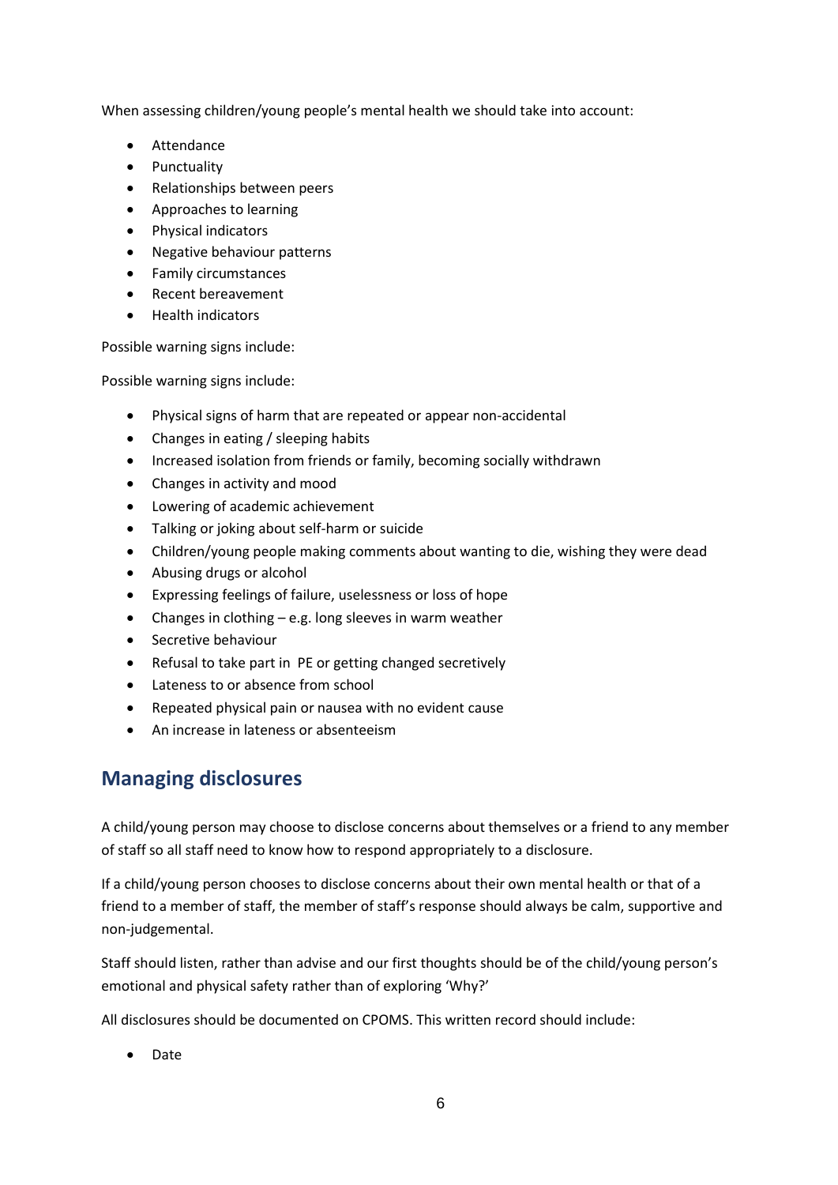When assessing children/young people's mental health we should take into account:

- Attendance
- Punctuality
- Relationships between peers
- Approaches to learning
- Physical indicators
- Negative behaviour patterns
- Family circumstances
- Recent bereavement
- Health indicators

Possible warning signs include:

Possible warning signs include:

- Physical signs of harm that are repeated or appear non-accidental
- Changes in eating / sleeping habits
- Increased isolation from friends or family, becoming socially withdrawn
- Changes in activity and mood
- Lowering of academic achievement
- Talking or joking about self-harm or suicide
- Children/young people making comments about wanting to die, wishing they were dead
- Abusing drugs or alcohol
- Expressing feelings of failure, uselessness or loss of hope
- Changes in clothing – e.g. long sleeves in warm weather
- Secretive behaviour
- Refusal to take part in PE or getting changed secretively
- Lateness to or absence from school
- Repeated physical pain or nausea with no evident cause
- An increase in lateness or absenteeism

## Managing disclosures

A child/young person may choose to disclose concerns about themselves or a friend to any member of staff so all staff need to know how to respond appropriately to a disclosure.

If a child/young person chooses to disclose concerns about their own mental health or that of a friend to a member of staff, the member of staff's response should always be calm, supportive and non-judgemental.

Staff should listen, rather than advise and our first thoughts should be of the child/young person's emotional and physical safety rather than of exploring 'Why?'

All disclosures should be documented on CPOMS. This written record should include:

- Date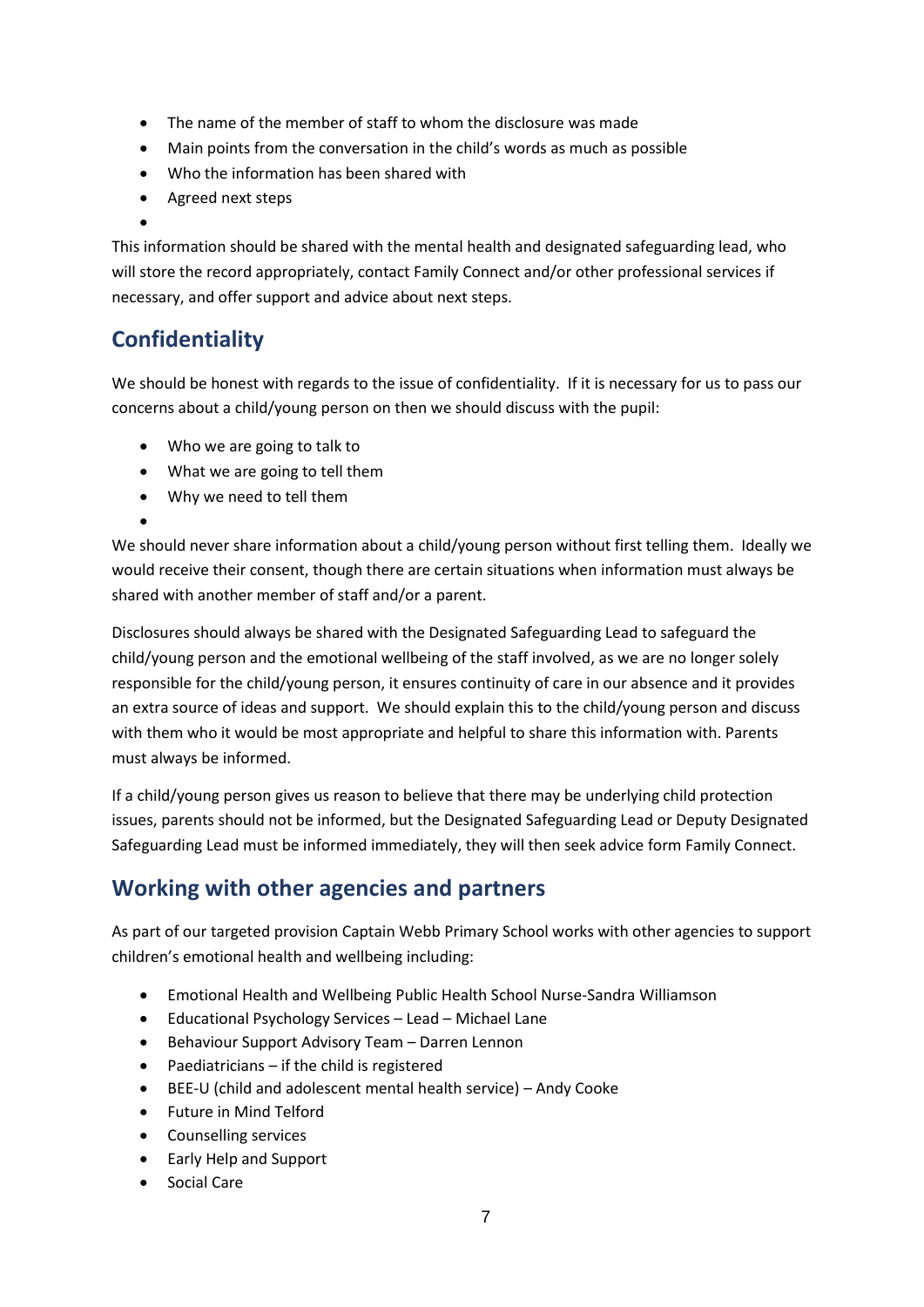- The name of the member of staff to whom the disclosure was made
- Main points from the conversation in the child's words as much as possible
- Who the information has been shared with
- Agreed next steps

This information should be shared with the mental health and designated safeguarding lead, who will store the record appropriately, contact Family Connect and/or other professional services if necessary, and offer support and advice about next steps.

## Confidentiality

We should be honest with regards to the issue of confidentiality. If it is necessary for us to pass our concerns about a child/young person on then we should discuss with the pupil:

- Who we are going to talk to
- What we are going to tell them
- Why we need to tell them

We should never share information about a child/young person without first telling them. Ideally we would receive their consent, though there are certain situations when information must always be shared with another member of staff and/or a parent.

Disclosures should always be shared with the Designated Safeguarding Lead to safeguard the child/young person and the emotional wellbeing of the staff involved, as we are no longer solely responsible for the child/young person, it ensures continuity of care in our absence and it provides an extra source of ideas and support. We should explain this to the child/young person and discuss with them who it would be most appropriate and helpful to share this information with. Parents must always be informed.

If a child/young person gives us reason to believe that there may be underlying child protection issues, parents should not be informed, but the Designated Safeguarding Lead or Deputy Designated Safeguarding Lead must be informed immediately, they will then seek advice form Family Connect.

## Working with other agencies and partners

As part of our targeted provision Captain Webb Primary School works with other agencies to support children's emotional health and wellbeing including:

- Emotional Health and Wellbeing Public Health School Nurse-Sandra Williamson
- Educational Psychology Services – Lead – Michael Lane
- Behaviour Support Advisory Team – Darren Lennon
- Paediatricians – if the child is registered
- BEE-U (child and adolescent mental health service) – Andy Cooke
- Future in Mind Telford
- Counselling services
- Early Help and Support
- Social Care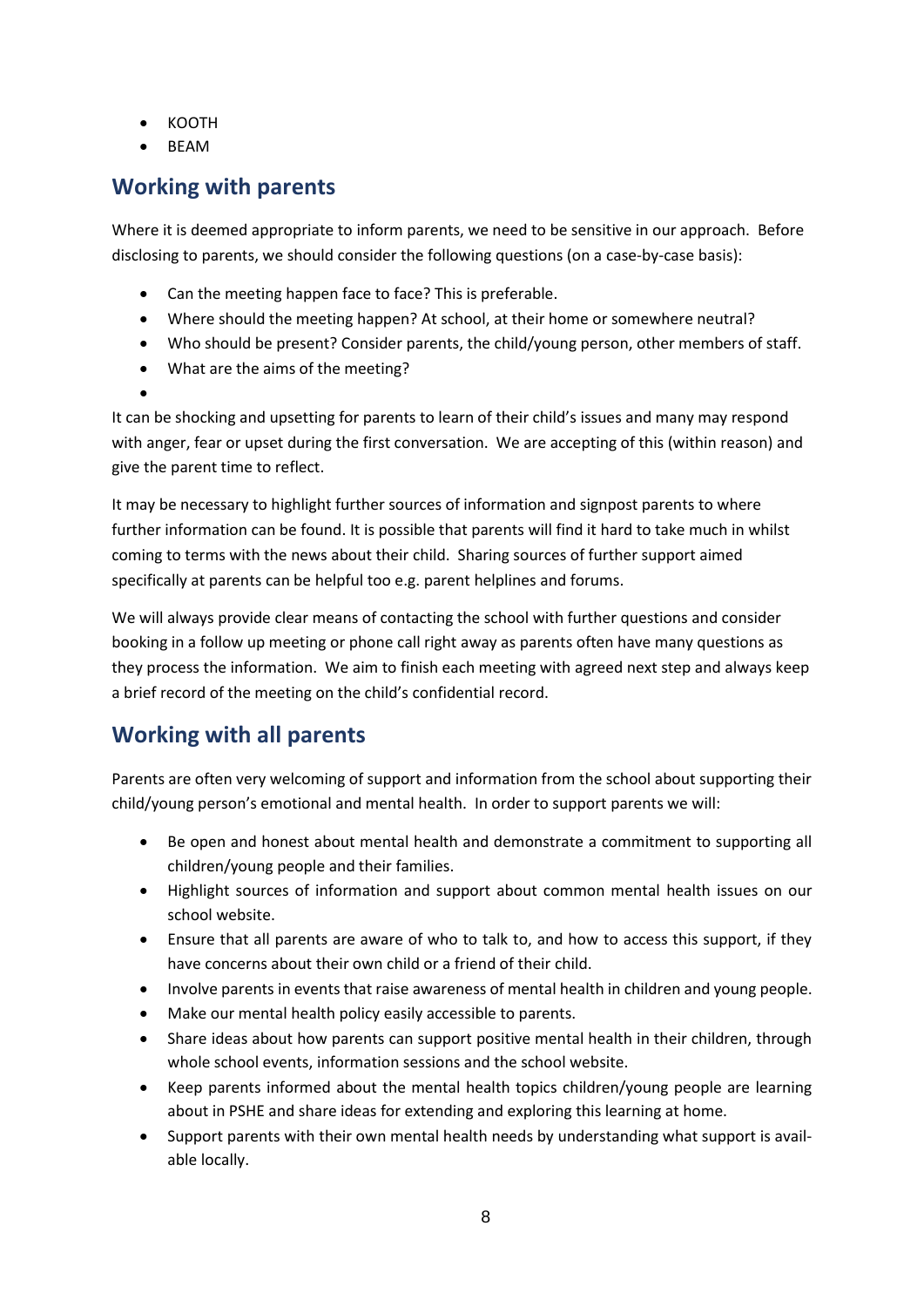- KOOTH
- BEAM

## Working with parents

Where it is deemed appropriate to inform parents, we need to be sensitive in our approach. Before disclosing to parents, we should consider the following questions (on a case-by-case basis):

- Can the meeting happen face to face? This is preferable.
- Where should the meeting happen? At school, at their home or somewhere neutral?
- Who should be present? Consider parents, the child/young person, other members of staff.
- What are the aims of the meeting?

It can be shocking and upsetting for parents to learn of their child's issues and many may respond with anger, fear or upset during the first conversation. We are accepting of this (within reason) and give the parent time to reflect.

It may be necessary to highlight further sources of information and signpost parents to where further information can be found. It is possible that parents will find it hard to take much in whilst coming to terms with the news about their child. Sharing sources of further support aimed specifically at parents can be helpful too e.g. parent helplines and forums.

We will always provide clear means of contacting the school with further questions and consider booking in a follow up meeting or phone call right away as parents often have many questions as they process the information. We aim to finish each meeting with agreed next step and always keep a brief record of the meeting on the child's confidential record.

## Working with all parents

Parents are often very welcoming of support and information from the school about supporting their child/young person's emotional and mental health. In order to support parents we will:

- Be open and honest about mental health and demonstrate a commitment to supporting all children/young people and their families.
- Highlight sources of information and support about common mental health issues on our school website.
- Ensure that all parents are aware of who to talk to, and how to access this support, if they have concerns about their own child or a friend of their child.
- Involve parents in events that raise awareness of mental health in children and young people.
- Make our mental health policy easily accessible to parents.
- Share ideas about how parents can support positive mental health in their children, through whole school events, information sessions and the school website.
- Keep parents informed about the mental health topics children/young people are learning about in PSHE and share ideas for extending and exploring this learning at home.
- Support parents with their own mental health needs by understanding what support is available locally.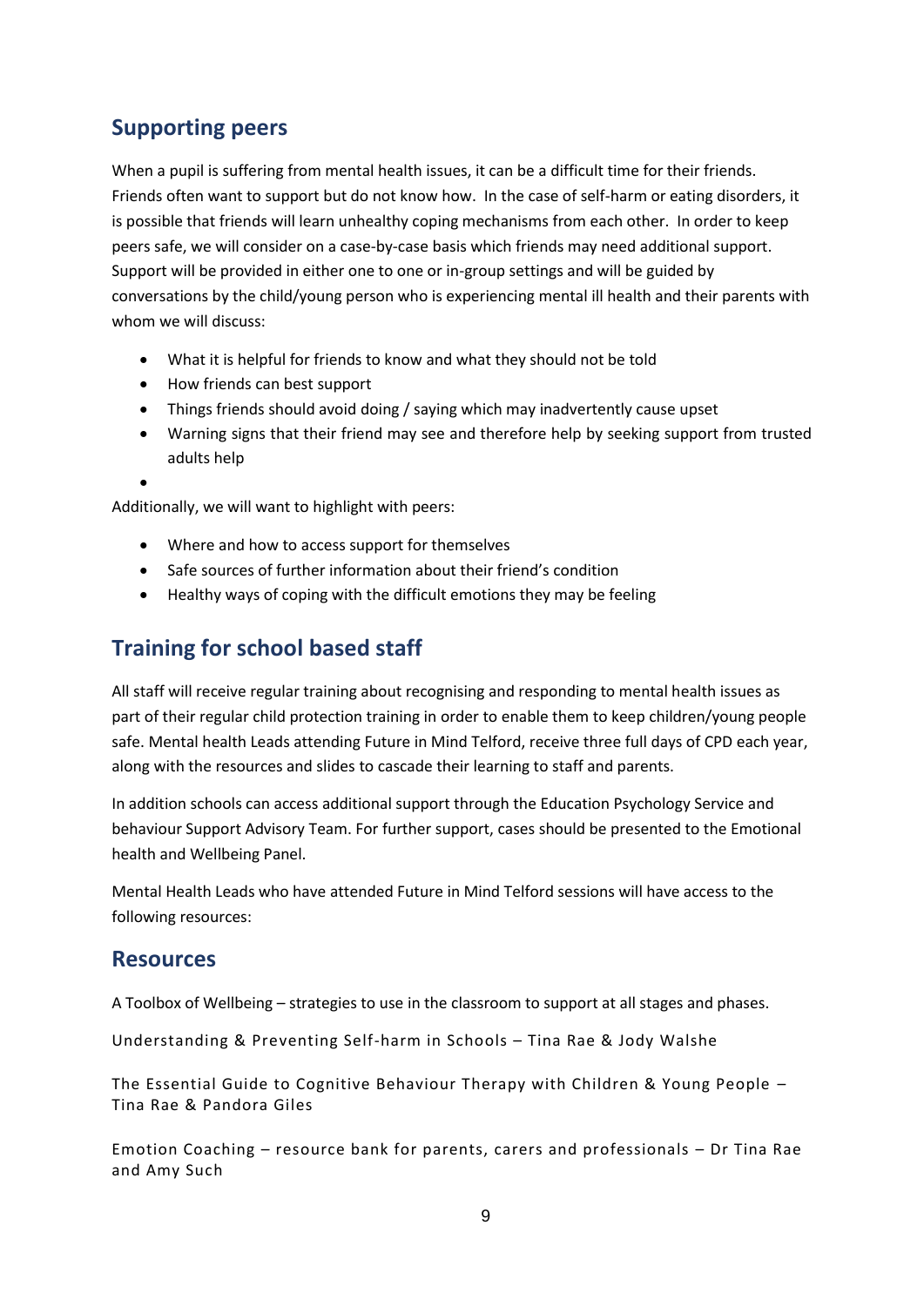## Supporting peers

When a pupil is suffering from mental health issues, it can be a difficult time for their friends. Friends often want to support but do not know how. In the case of self-harm or eating disorders, it is possible that friends will learn unhealthy coping mechanisms from each other. In order to keep peers safe, we will consider on a case-by-case basis which friends may need additional support. Support will be provided in either one to one or in-group settings and will be guided by conversations by the child/young person who is experiencing mental ill health and their parents with whom we will discuss:

- What it is helpful for friends to know and what they should not be told
- How friends can best support
- Things friends should avoid doing / saying which may inadvertently cause upset
- Warning signs that their friend may see and therefore help by seeking support from trusted adults help

Additionally, we will want to highlight with peers:

- Where and how to access support for themselves
- Safe sources of further information about their friend's condition
- Healthy ways of coping with the difficult emotions they may be feeling

## Training for school based staff

All staff will receive regular training about recognising and responding to mental health issues as part of their regular child protection training in order to enable them to keep children/young people safe. Mental health Leads attending Future in Mind Telford, receive three full days of CPD each year, along with the resources and slides to cascade their learning to staff and parents.

In addition schools can access additional support through the Education Psychology Service and behaviour Support Advisory Team. For further support, cases should be presented to the Emotional health and Wellbeing Panel.

Mental Health Leads who have attended Future in Mind Telford sessions will have access to the following resources:

## Resources

A Toolbox of Wellbeing – strategies to use in the classroom to support at all stages and phases.

Understanding & Preventing Self-harm in Schools – Tina Rae & Jody Walshe

The Essential Guide to Cognitive Behaviour Therapy with Children & Young People – Tina Rae & Pandora Giles

Emotion Coaching – resource bank for parents, carers and professionals – Dr Tina Rae and Amy Such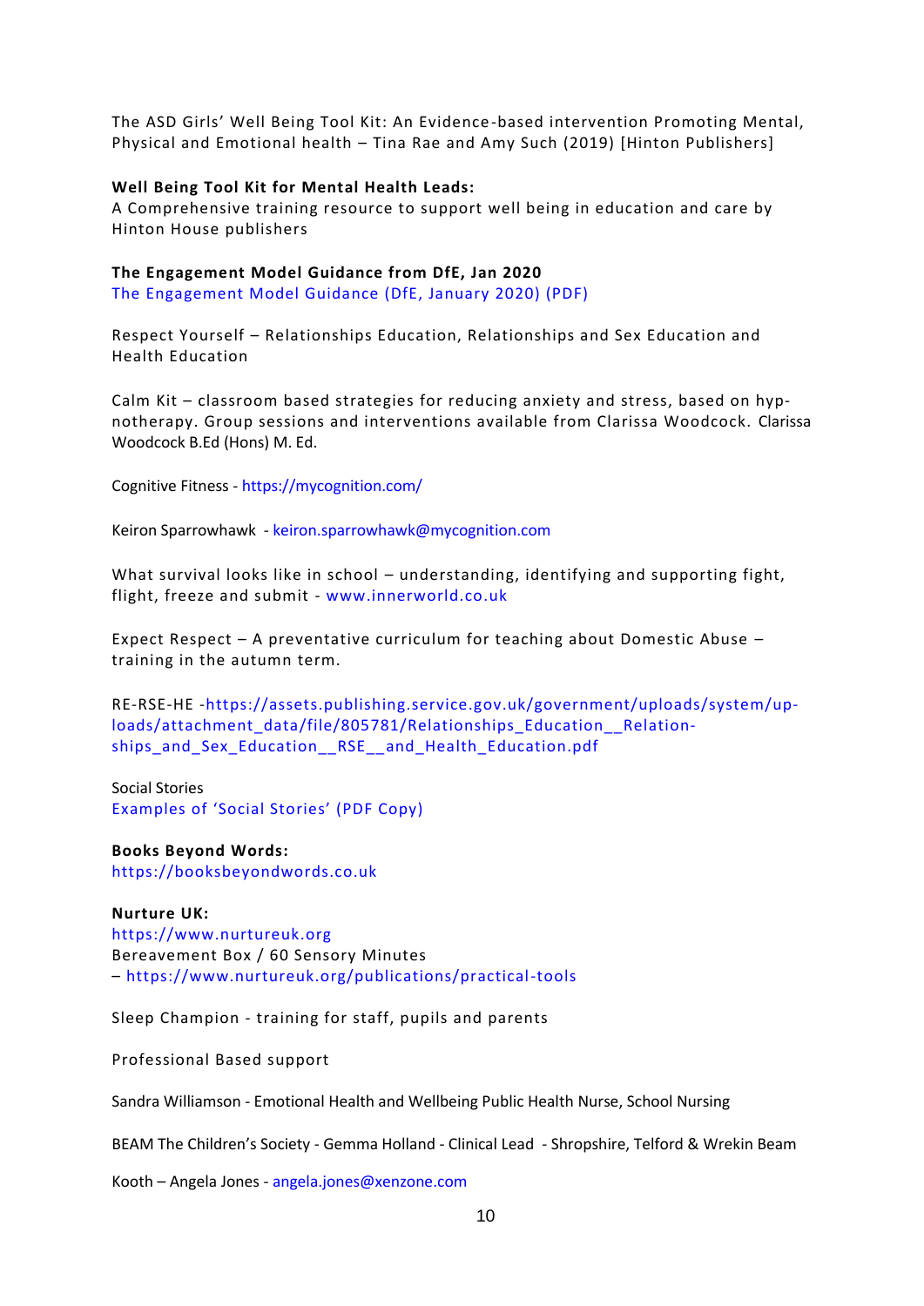The ASD Girls' Well Being Tool Kit: An Evidence-based intervention Promoting Mental, Physical and Emotional health – Tina Rae and Amy Such (2019) [Hinton Publishers]

**Well Being Tool Kit for Mental Health Leads:**
A Comprehensive training resource to support well being in education and care by Hinton House publishers

**The Engagement Model Guidance from DfE, Jan 2020**
The Engagement Model Guidance (DfE, January 2020) (PDF)

Respect Yourself – Relationships Education, Relationships and Sex Education and Health Education

Calm Kit – classroom based strategies for reducing anxiety and stress, based on hypnotherapy. Group sessions and interventions available from Clarissa Woodcock. Clarissa Woodcock B.Ed (Hons) M. Ed.

Cognitive Fitness - https://mycognition.com/

Keiron Sparrowhawk - keiron.sparrowhawk@mycognition.com

What survival looks like in school – understanding, identifying and supporting fight, flight, freeze and submit - www.innerworld.co.uk

Expect Respect – A preventative curriculum for teaching about Domestic Abuse – training in the autumn term.

RE-RSE-HE -https://assets.publishing.service.gov.uk/government/uploads/system/uploads/attachment_data/file/805781/Relationships_Education__Relationships_and_Sex_Education__RSE__and_Health_Education.pdf

Social Stories
Examples of 'Social Stories' (PDF Copy)

**Books Beyond Words:**
https://booksbeyondwords.co.uk

**Nurture UK:**
https://www.nurtureuk.org
Bereavement Box / 60 Sensory Minutes
– https://www.nurtureuk.org/publications/practical-tools

Sleep Champion - training for staff, pupils and parents

Professional Based support

Sandra Williamson - Emotional Health and Wellbeing Public Health Nurse, School Nursing

BEAM The Children's Society - Gemma Holland - Clinical Lead - Shropshire, Telford & Wrekin Beam

Kooth – Angela Jones - angela.jones@xenzone.com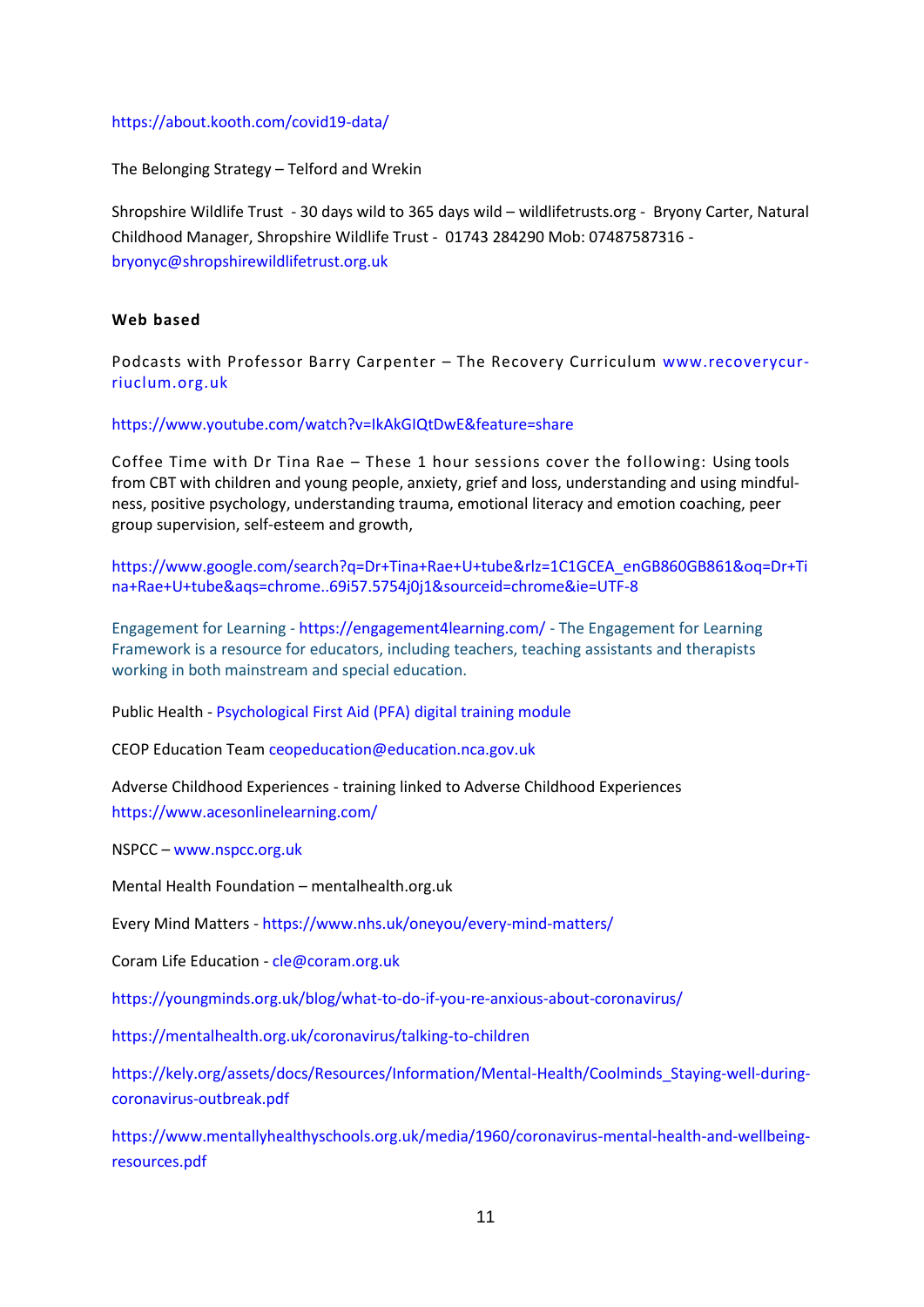https://about.kooth.com/covid19-data/

The Belonging Strategy – Telford and Wrekin

Shropshire Wildlife Trust - 30 days wild to 365 days wild – wildlifetrusts.org - Bryony Carter, Natural Childhood Manager, Shropshire Wildlife Trust - 01743 284290 Mob: 07487587316 - bryonyc@shropshirewildlifetrust.org.uk

**Web based**

Podcasts with Professor Barry Carpenter – The Recovery Curriculum www.recoverycur-riuclum.org.uk

https://www.youtube.com/watch?v=IkAkGIQtDwE&feature=share

Coffee Time with Dr Tina Rae – These 1 hour sessions cover the following: Using tools from CBT with children and young people, anxiety, grief and loss, understanding and using mindful-ness, positive psychology, understanding trauma, emotional literacy and emotion coaching, peer group supervision, self-esteem and growth,

https://www.google.com/search?q=Dr+Tina+Rae+U+tube&rlz=1C1GCEA_enGB860GB861&oq=Dr+Tina+Rae+U+tube&aqs=chrome..69i57.5754j0j1&sourceid=chrome&ie=UTF-8

Engagement for Learning - https://engagement4learning.com/ - The Engagement for Learning Framework is a resource for educators, including teachers, teaching assistants and therapists working in both mainstream and special education.

Public Health - Psychological First Aid (PFA) digital training module

CEOP Education Team ceopeducation@education.nca.gov.uk

Adverse Childhood Experiences - training linked to Adverse Childhood Experiences https://www.acesonlinelearning.com/

NSPCC – www.nspcc.org.uk

Mental Health Foundation – mentalhealth.org.uk

Every Mind Matters - https://www.nhs.uk/oneyou/every-mind-matters/

Coram Life Education - cle@coram.org.uk

https://youngminds.org.uk/blog/what-to-do-if-you-re-anxious-about-coronavirus/

https://mentalhealth.org.uk/coronavirus/talking-to-children

https://kely.org/assets/docs/Resources/Information/Mental-Health/Coolminds_Staying-well-during-coronavirus-outbreak.pdf

https://www.mentallyhealthyschools.org.uk/media/1960/coronavirus-mental-health-and-wellbeing-resources.pdf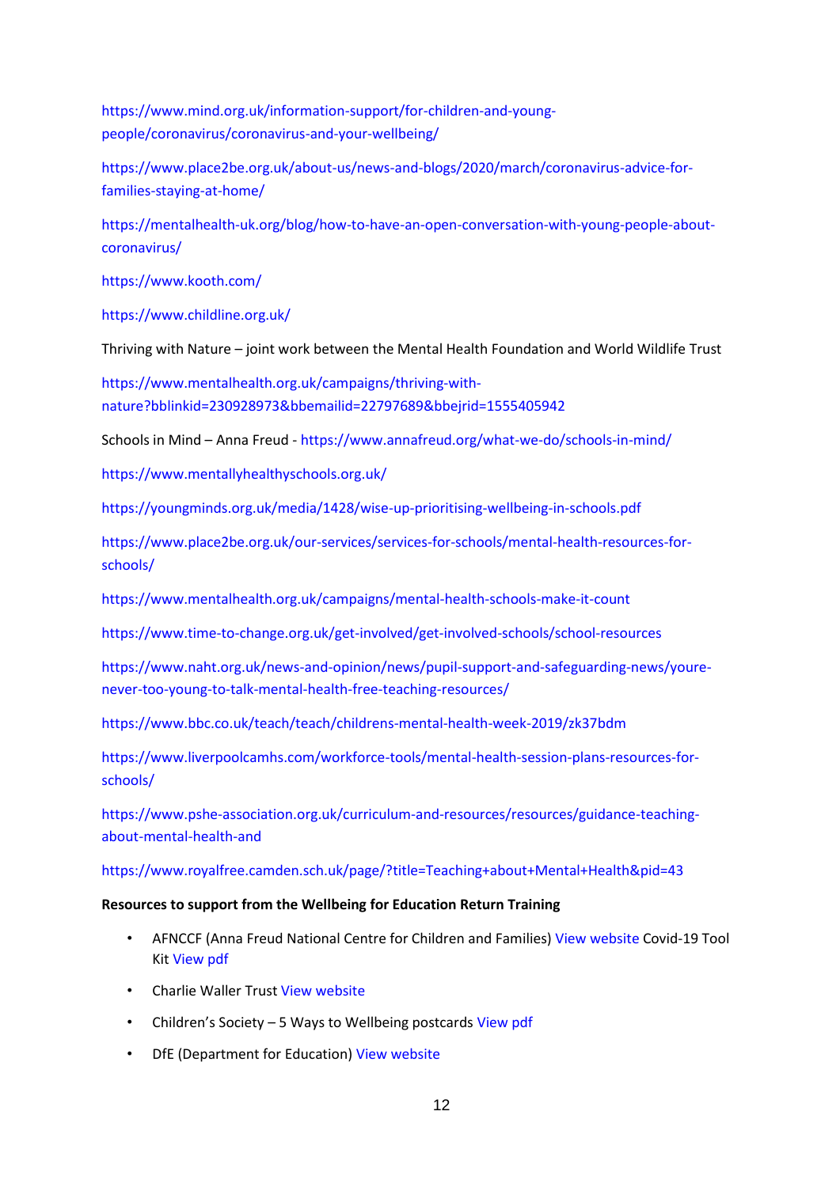https://www.mind.org.uk/information-support/for-children-and-young-people/coronavirus/coronavirus-and-your-wellbeing/

https://www.place2be.org.uk/about-us/news-and-blogs/2020/march/coronavirus-advice-for-families-staying-at-home/

https://mentalhealth-uk.org/blog/how-to-have-an-open-conversation-with-young-people-about-coronavirus/

https://www.kooth.com/

https://www.childline.org.uk/

Thriving with Nature – joint work between the Mental Health Foundation and World Wildlife Trust

https://www.mentalhealth.org.uk/campaigns/thriving-with-nature?bblinkid=230928973&bbemailid=22797689&bbejrid=1555405942

Schools in Mind – Anna Freud - https://www.annafreud.org/what-we-do/schools-in-mind/

https://www.mentallyhealthyschools.org.uk/

https://youngminds.org.uk/media/1428/wise-up-prioritising-wellbeing-in-schools.pdf

https://www.place2be.org.uk/our-services/services-for-schools/mental-health-resources-for-schools/

https://www.mentalhealth.org.uk/campaigns/mental-health-schools-make-it-count

https://www.time-to-change.org.uk/get-involved/get-involved-schools/school-resources

https://www.naht.org.uk/news-and-opinion/news/pupil-support-and-safeguarding-news/youre-never-too-young-to-talk-mental-health-free-teaching-resources/

https://www.bbc.co.uk/teach/teach/childrens-mental-health-week-2019/zk37bdm

https://www.liverpoolcamhs.com/workforce-tools/mental-health-session-plans-resources-for-schools/

https://www.pshe-association.org.uk/curriculum-and-resources/resources/guidance-teaching-about-mental-health-and

https://www.royalfree.camden.sch.uk/page/?title=Teaching+about+Mental+Health&pid=43

**Resources to support from the Wellbeing for Education Return Training**

- AFNCCF (Anna Freud National Centre for Children and Families) View website Covid-19 Tool Kit View pdf
- Charlie Waller Trust View website
- Children's Society – 5 Ways to Wellbeing postcards View pdf
- DfE (Department for Education) View website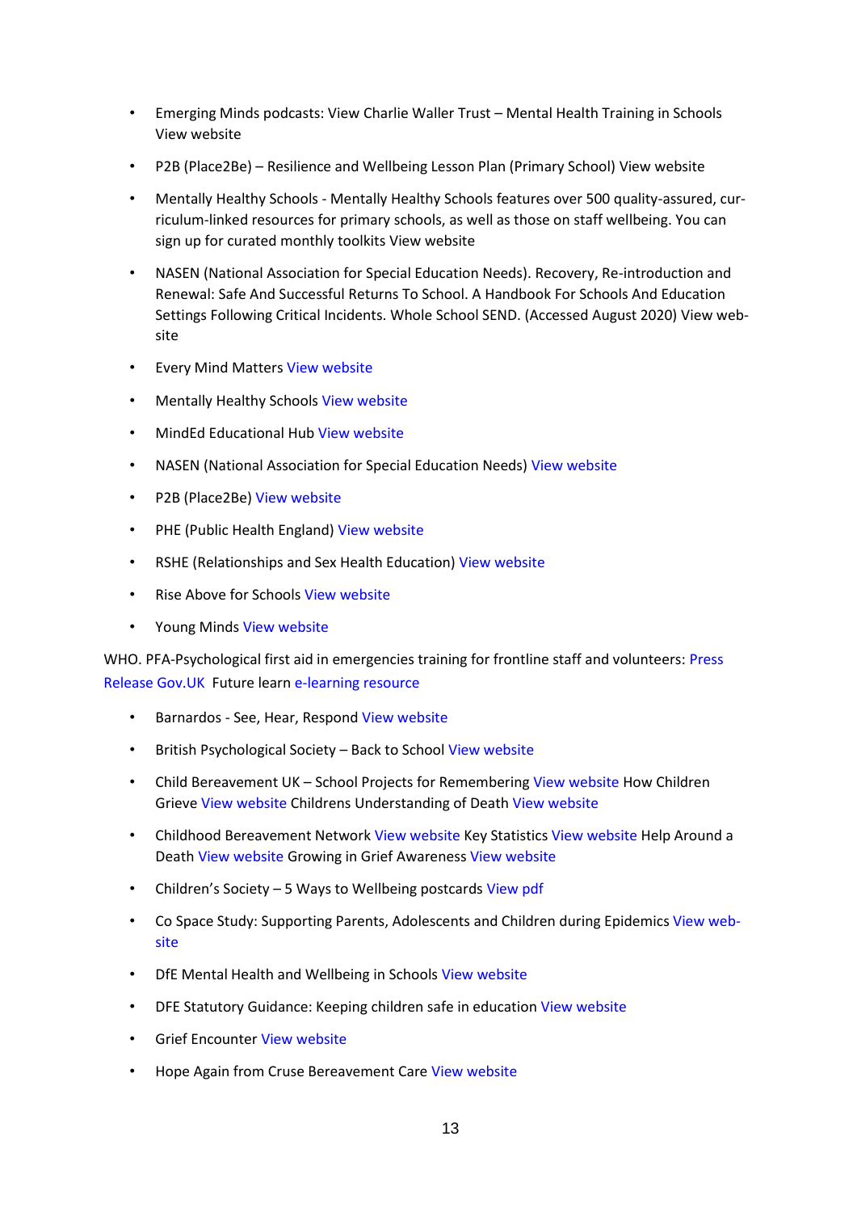- Emerging Minds podcasts: View Charlie Waller Trust – Mental Health Training in Schools View website
- P2B (Place2Be) – Resilience and Wellbeing Lesson Plan (Primary School) View website
- Mentally Healthy Schools - Mentally Healthy Schools features over 500 quality-assured, curriculum-linked resources for primary schools, as well as those on staff wellbeing. You can sign up for curated monthly toolkits View website
- NASEN (National Association for Special Education Needs). Recovery, Re-introduction and Renewal: Safe And Successful Returns To School. A Handbook For Schools And Education Settings Following Critical Incidents. Whole School SEND. (Accessed August 2020) View website
- Every Mind Matters View website
- Mentally Healthy Schools View website
- MindEd Educational Hub View website
- NASEN (National Association for Special Education Needs) View website
- P2B (Place2Be) View website
- PHE (Public Health England) View website
- RSHE (Relationships and Sex Health Education) View website
- Rise Above for Schools View website
- Young Minds View website

WHO. PFA-Psychological first aid in emergencies training for frontline staff and volunteers: Press Release Gov.UK Future learn e-learning resource

- Barnardos - See, Hear, Respond View website
- British Psychological Society – Back to School View website
- Child Bereavement UK – School Projects for Remembering View website How Children Grieve View website Childrens Understanding of Death View website
- Childhood Bereavement Network View website Key Statistics View website Help Around a Death View website Growing in Grief Awareness View website
- Children's Society – 5 Ways to Wellbeing postcards View pdf
- Co Space Study: Supporting Parents, Adolescents and Children during Epidemics View website
- DfE Mental Health and Wellbeing in Schools View website
- DFE Statutory Guidance: Keeping children safe in education View website
- Grief Encounter View website
- Hope Again from Cruse Bereavement Care View website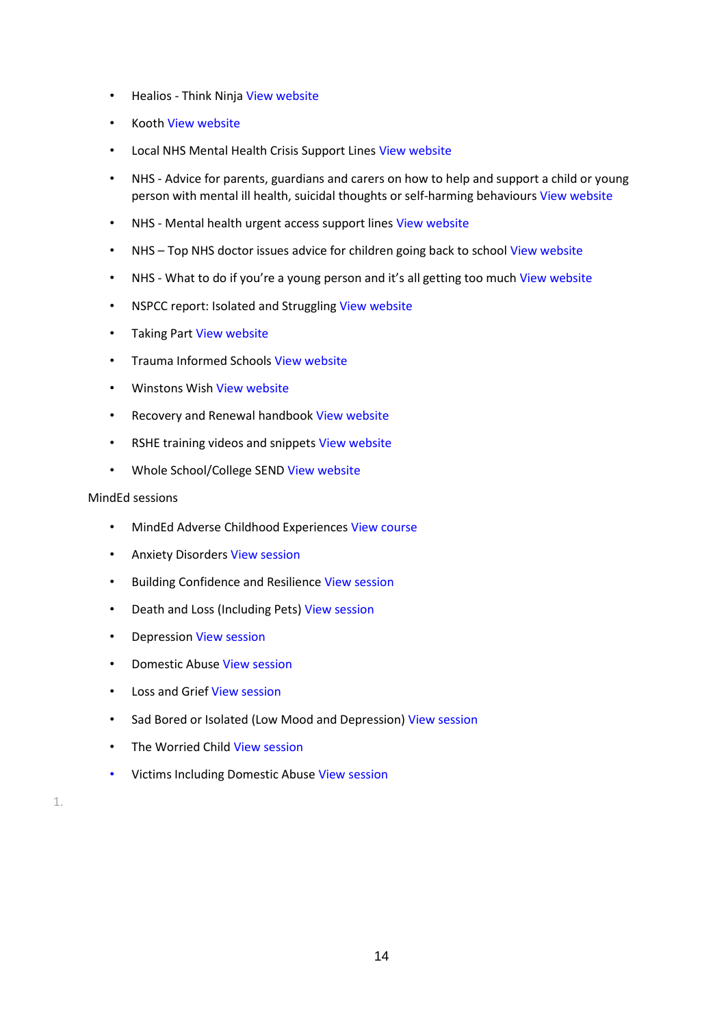- Healios - Think Ninja View website
- Kooth View website
- Local NHS Mental Health Crisis Support Lines View website
- NHS - Advice for parents, guardians and carers on how to help and support a child or young person with mental ill health, suicidal thoughts or self-harming behaviours View website
- NHS - Mental health urgent access support lines View website
- NHS – Top NHS doctor issues advice for children going back to school View website
- NHS - What to do if you're a young person and it's all getting too much View website
- NSPCC report: Isolated and Struggling View website
- Taking Part View website
- Trauma Informed Schools View website
- Winstons Wish View website
- Recovery and Renewal handbook View website
- RSHE training videos and snippets View website
- Whole School/College SEND View website

MindEd sessions

- MindEd Adverse Childhood Experiences View course
- Anxiety Disorders View session
- Building Confidence and Resilience View session
- Death and Loss (Including Pets) View session
- Depression View session
- Domestic Abuse View session
- Loss and Grief View session
- Sad Bored or Isolated (Low Mood and Depression) View session
- The Worried Child View session
- Victims Including Domestic Abuse View session

1.